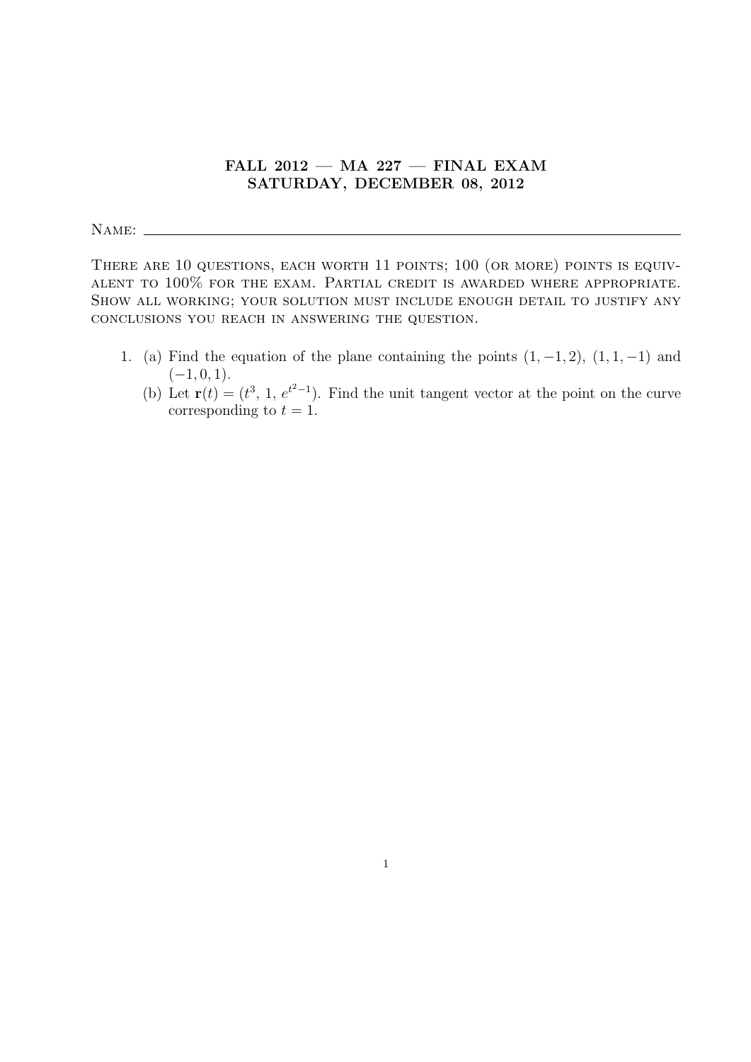# FALL 2012 — MA 227 — FINAL EXAM
## SATURDAY, DECEMBER 08, 2012

Name: ______________________________________________

There are 10 questions, each worth 11 points; 100 (or more) points is equivalent to 100% for the exam. Partial credit is awarded where appropriate. Show all working; your solution must include enough detail to justify any conclusions you reach in answering the question.

1. (a) Find the equation of the plane containing the points $(1, -1, 2)$, $(1, 1, -1)$ and $(-1, 0, 1)$.

   (b) Let $\mathbf{r}(t) = (t^3, 1, e^{t^2-1})$. Find the unit tangent vector at the point on the curve corresponding to $t = 1$.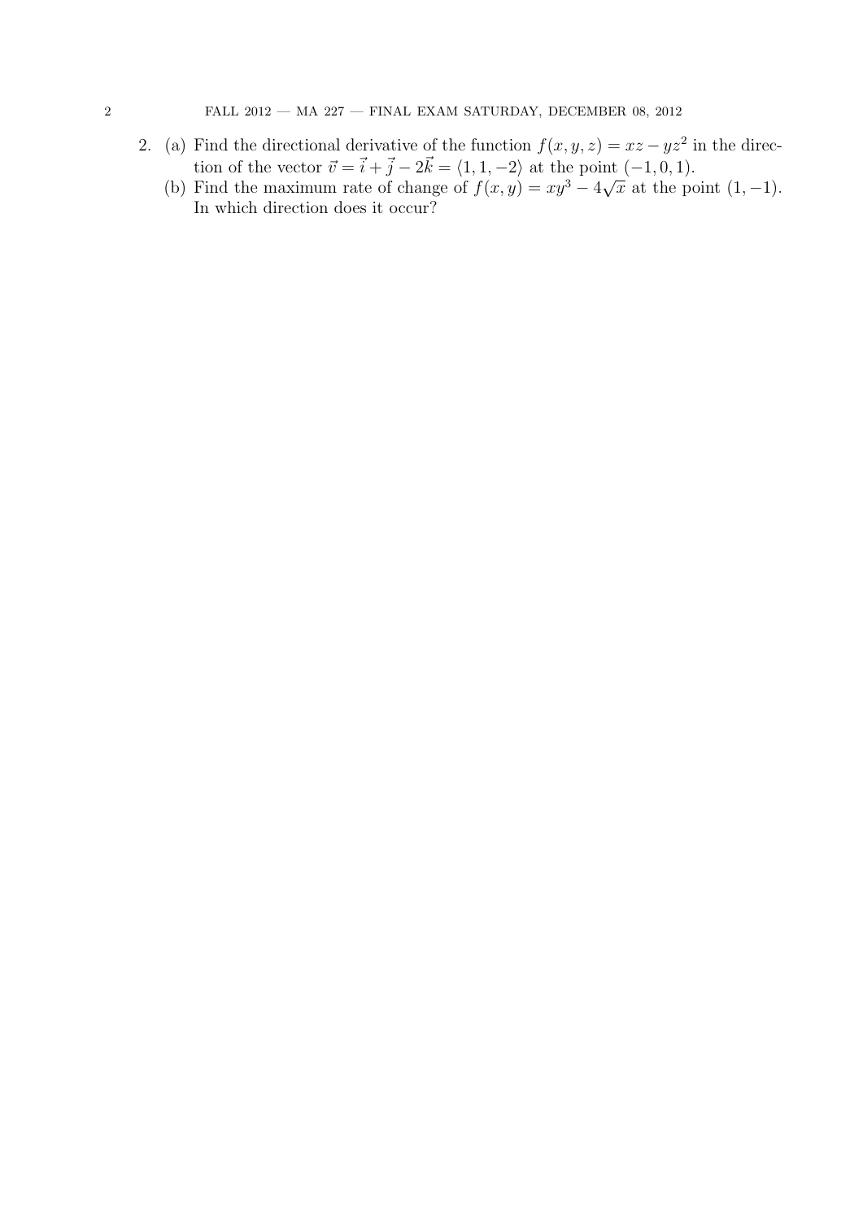2. (a) Find the directional derivative of the function $f(x, y, z) = xz - yz^2$ in the direction of the vector $\vec{v} = \vec{i} + \vec{j} - 2\vec{k} = \langle 1, 1, -2 \rangle$ at the point $(-1, 0, 1)$.

   (b) Find the maximum rate of change of $f(x, y) = xy^3 - 4\sqrt{x}$ at the point $(1, -1)$. In which direction does it occur?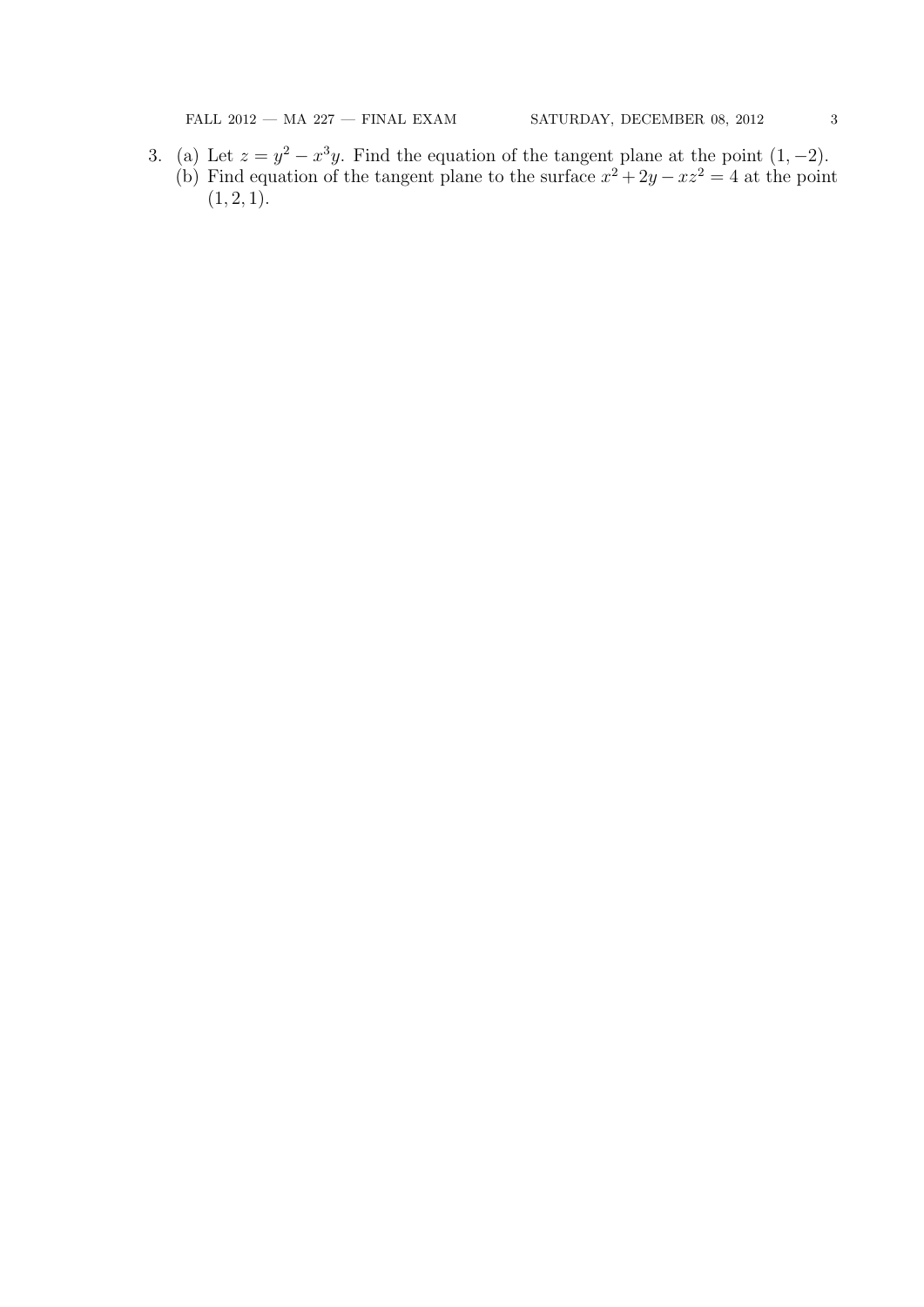3. (a) Let $z = y^2 - x^3y$. Find the equation of the tangent plane at the point $(1, -2)$.

   (b) Find equation of the tangent plane to the surface $x^2 + 2y - xz^2 = 4$ at the point $(1, 2, 1)$.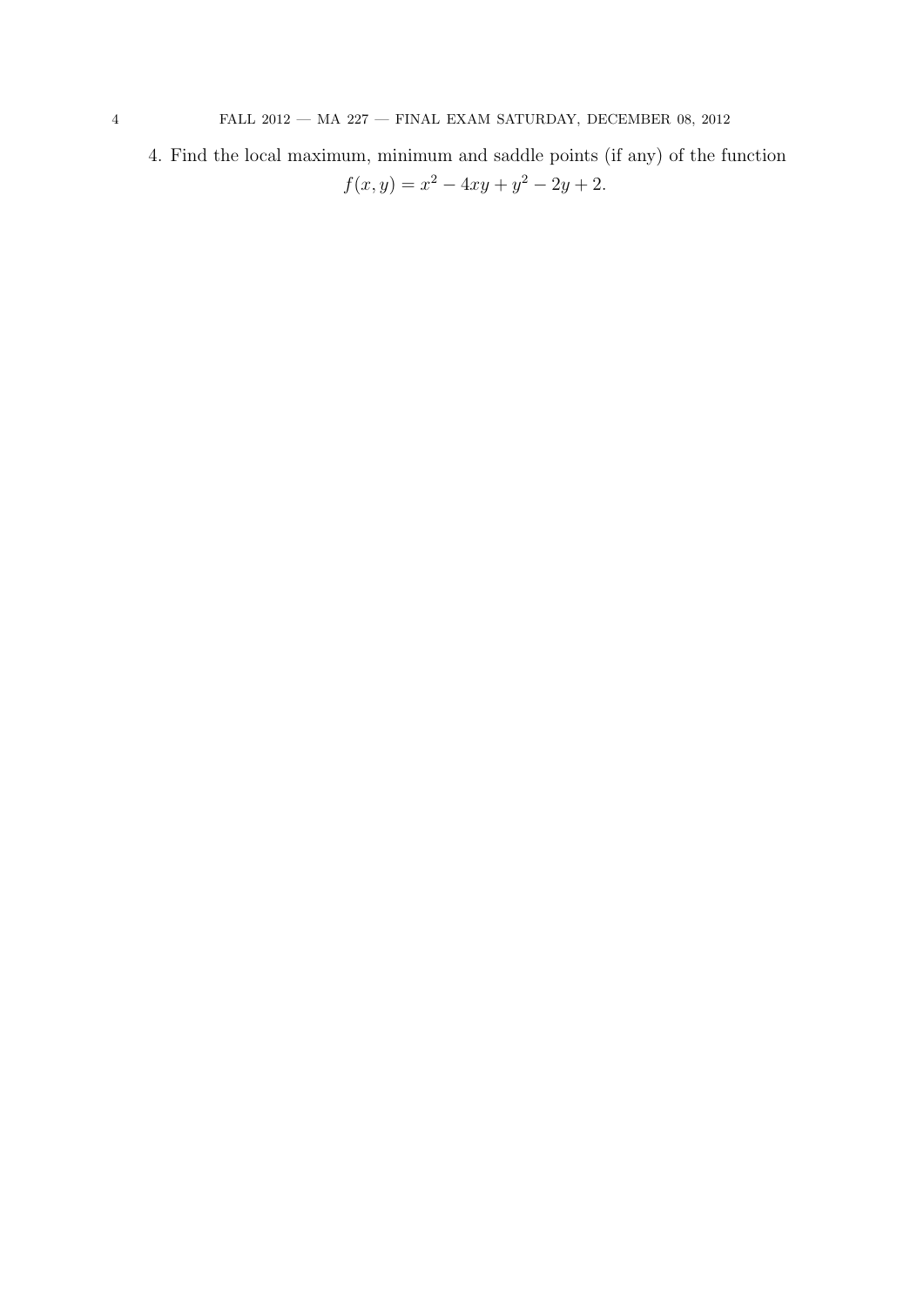4. Find the local maximum, minimum and saddle points (if any) of the function

$$f(x, y) = x^2 - 4xy + y^2 - 2y + 2.$$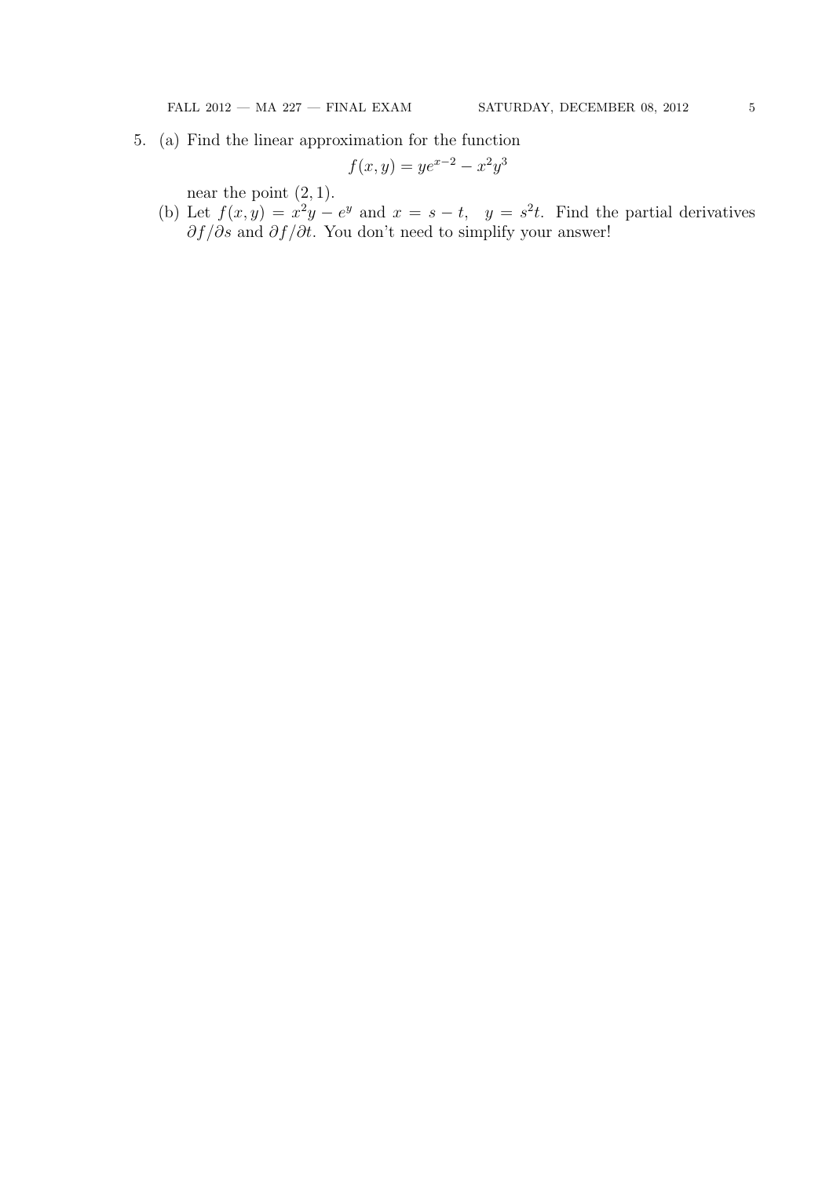5. (a) Find the linear approximation for the function

$$f(x, y) = ye^{x-2} - x^2y^3$$

near the point $(2, 1)$.

(b) Let $f(x, y) = x^2y - e^y$ and $x = s - t, \quad y = s^2t$. Find the partial derivatives $\partial f/\partial s$ and $\partial f/\partial t$. You don't need to simplify your answer!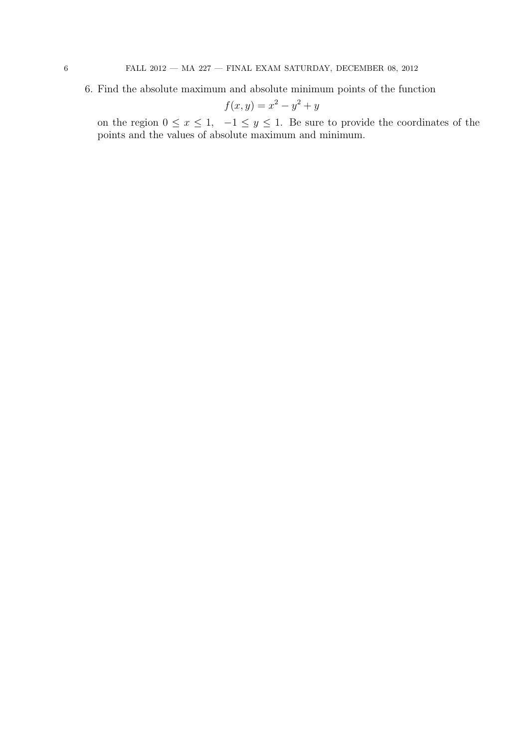6. Find the absolute maximum and absolute minimum points of the function

$$f(x, y) = x^2 - y^2 + y$$

on the region $0 \leq x \leq 1, \quad -1 \leq y \leq 1$. Be sure to provide the coordinates of the points and the values of absolute maximum and minimum.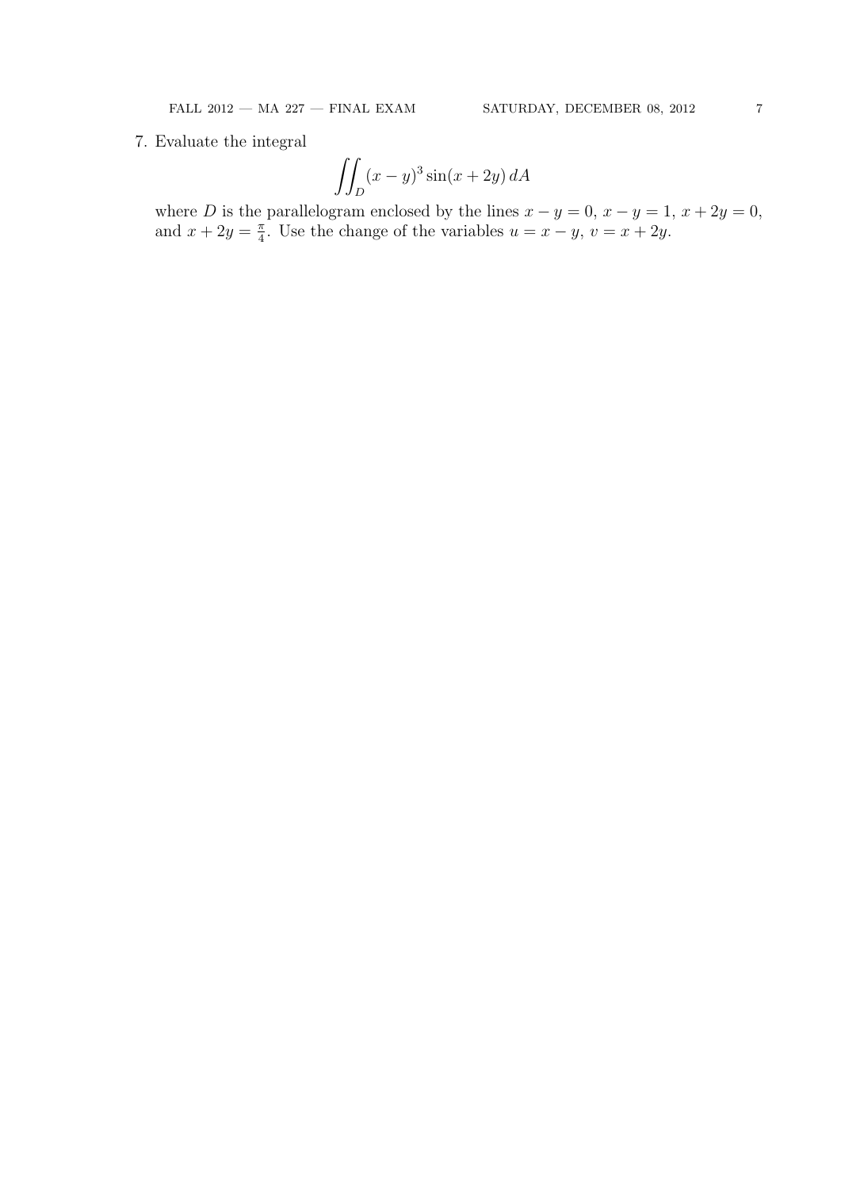7. Evaluate the integral

$$\iint_D (x-y)^3 \sin(x+2y)\, dA$$

where $D$ is the parallelogram enclosed by the lines $x - y = 0$, $x - y = 1$, $x + 2y = 0$, and $x + 2y = \frac{\pi}{4}$. Use the change of the variables $u = x - y$, $v = x + 2y$.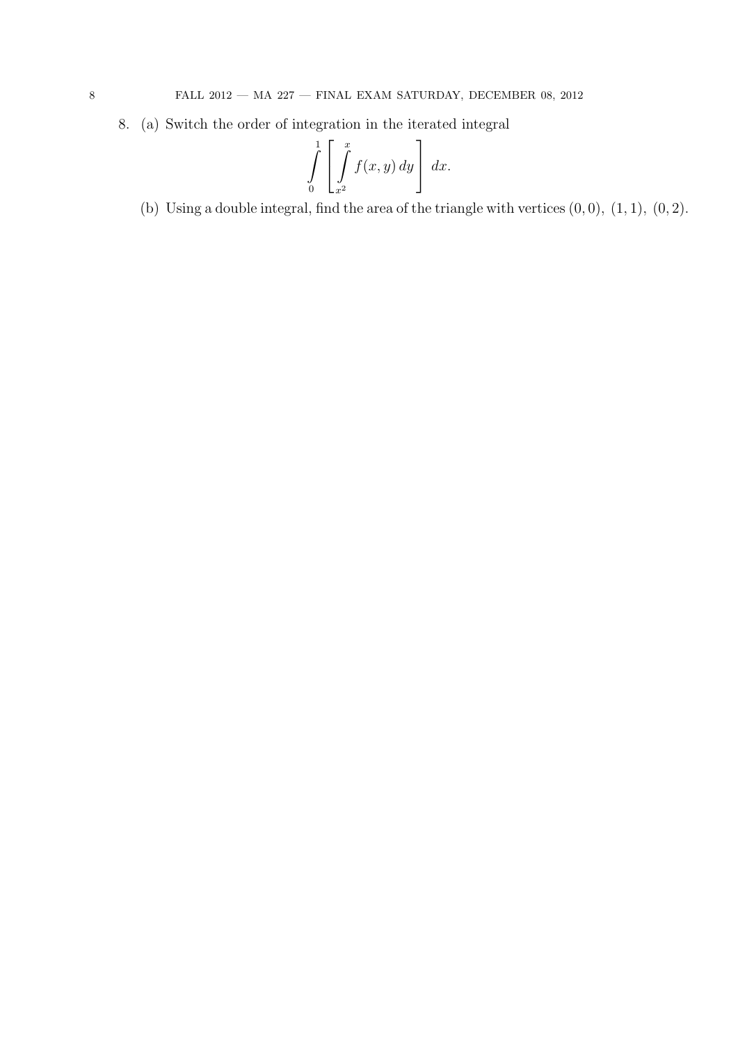8. (a) Switch the order of integration in the iterated integral

$$\int_0^1 \left[ \int_{x^2}^{x} f(x,y)\,dy \right] \,dx.$$

(b) Using a double integral, find the area of the triangle with vertices $(0,0)$, $(1,1)$, $(0,2)$.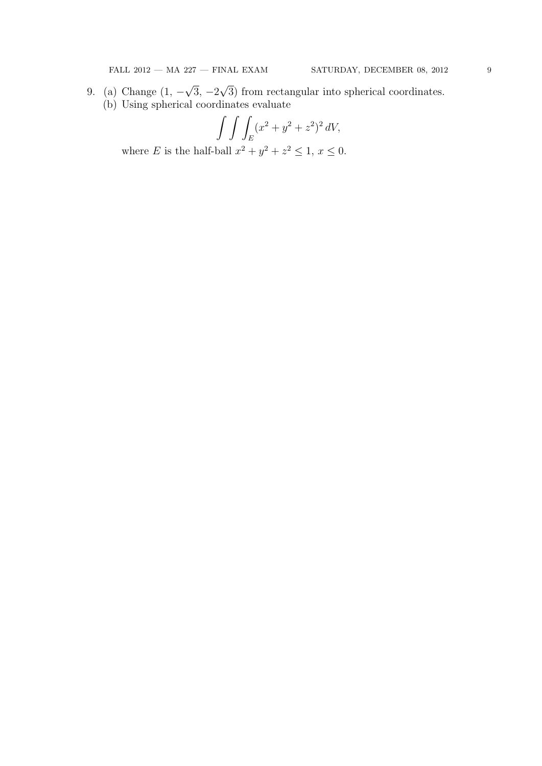9. (a) Change $(1, -\sqrt{3}, -2\sqrt{3})$ from rectangular into spherical coordinates.

   (b) Using spherical coordinates evaluate

$$\int\int\int_E (x^2 + y^2 + z^2)^2 \, dV,$$

   where $E$ is the half-ball $x^2 + y^2 + z^2 \leq 1$, $x \leq 0$.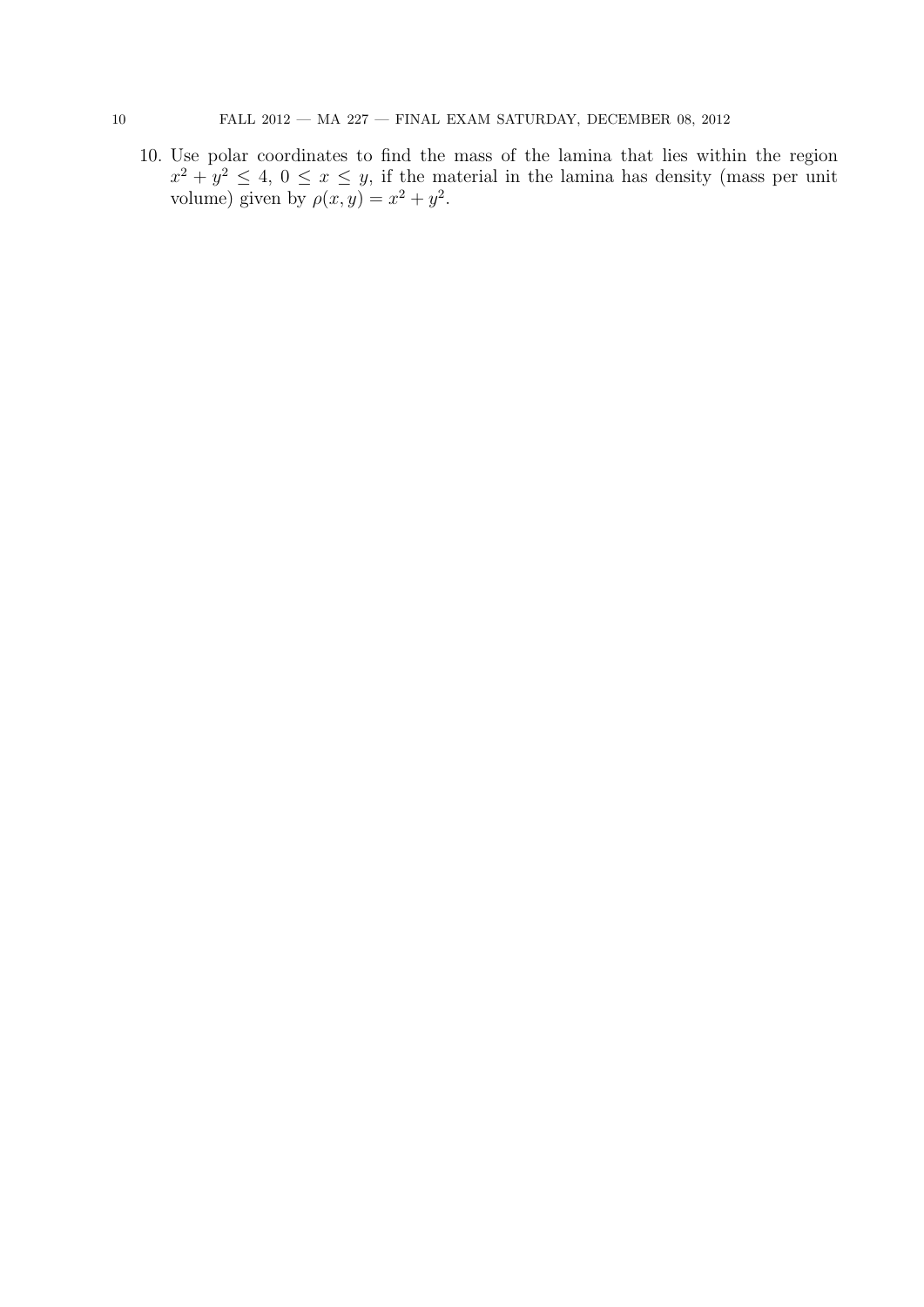10. Use polar coordinates to find the mass of the lamina that lies within the region $x^2 + y^2 \leq 4$, $0 \leq x \leq y$, if the material in the lamina has density (mass per unit volume) given by $\rho(x, y) = x^2 + y^2$.